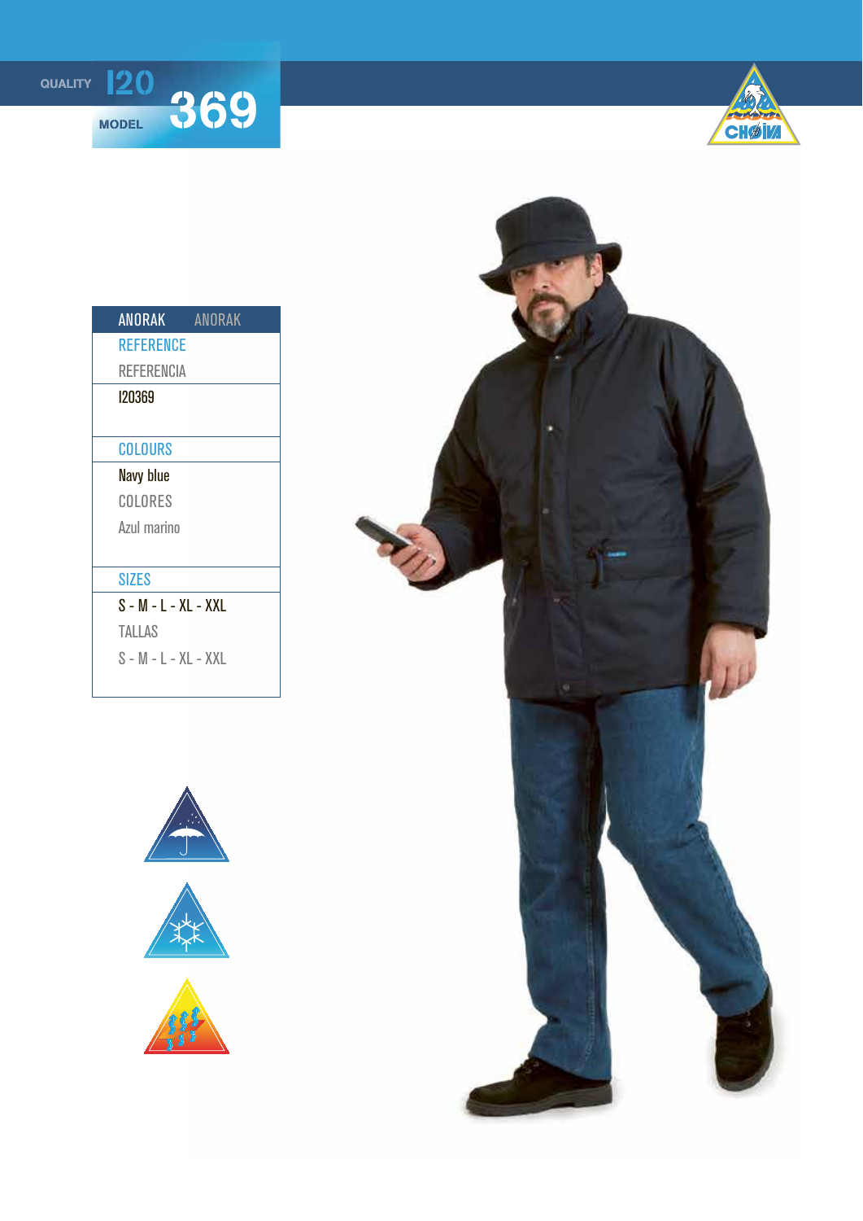QUALITY I20

MODEL 369

## ANORAK ANORAK

**REFERENCE**

REFERENCIA

I20369

**COLOURS**

Navy blue

COLORES

Azul marino

**SIZES**

S - M - L - XL - XXL

TALLAS

S - M - L - XL - XXL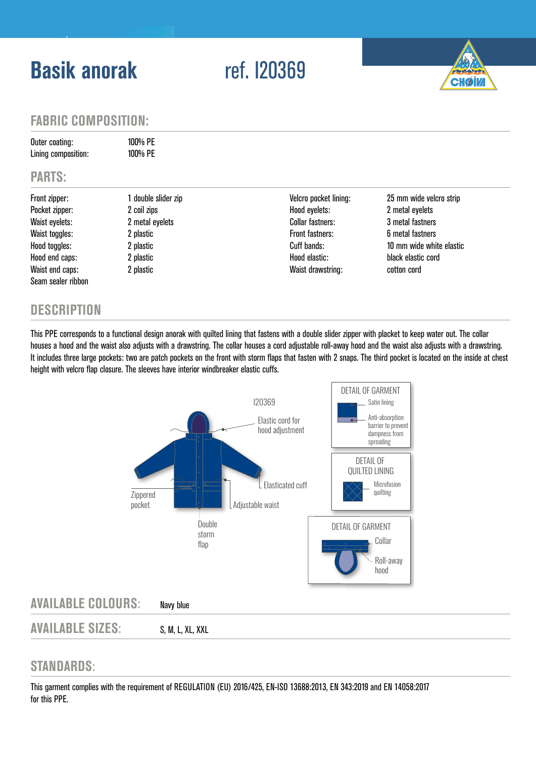# Basik anorak ref. I20369

## FABRIC COMPOSITION:

| | |
|---|---|
| Outer coating: | 100% PE |
| Lining composition: | 100% PE |

## PARTS:

| | | | |
|---|---|---|---|
| Front zipper: | 1 double slider zip | Velcro pocket lining: | 25 mm wide velcro strip |
| Pocket zipper: | 2 coil zips | Hood eyelets: | 2 metal eyelets |
| Waist eyelets: | 2 metal eyelets | Collar fastners: | 3 metal fastners |
| Waist toggles: | 2 plastic | Front fastners: | 6 metal fastners |
| Hood toggles: | 2 plastic | Cuff bands: | 10 mm wide white elastic |
| Hood end caps: | 2 plastic | Hood elastic: | black elastic cord |
| Waist end caps: | 2 plastic | Waist drawstring: | cotton cord |
| Seam sealer ribbon | | | |

## DESCRIPTION

This PPE corresponds to a functional design anorak with quilted lining that fastens with a double slider zipper with placket to keep water out. The collar houses a hood and the waist also adjusts with a drawstring. The collar houses a cord adjustable roll-away hood and the waist also adjusts with a drawstring. It includes three large pockets: two are patch pockets on the front with storm flaps that fasten with 2 snaps. The third pocket is located on the inside at chest height with velcro flap closure. The sleeves have interior windbreaker elastic cuffs.

I20369

Elastic cord for hood adjustment

Elasticated cuff

Zippered pocket

Adjustable waist

Double storm flap

DETAIL OF GARMENT

Satin lining

Anti-absorption barrier to prevent dampness from spreading

DETAIL OF QUILTED LINING

Microfusion quilting

DETAIL OF GARMENT

Collar

Roll-away hood

## AVAILABLE COLOURS: 

Navy blue

## AVAILABLE SIZES: 

S, M, L, XL, XXL

## STANDARDS:

This garment complies with the requirement of REGULATION (EU) 2016/425, EN-ISO 13688:2013, EN 343:2019 and EN 14058:2017 for this PPE.